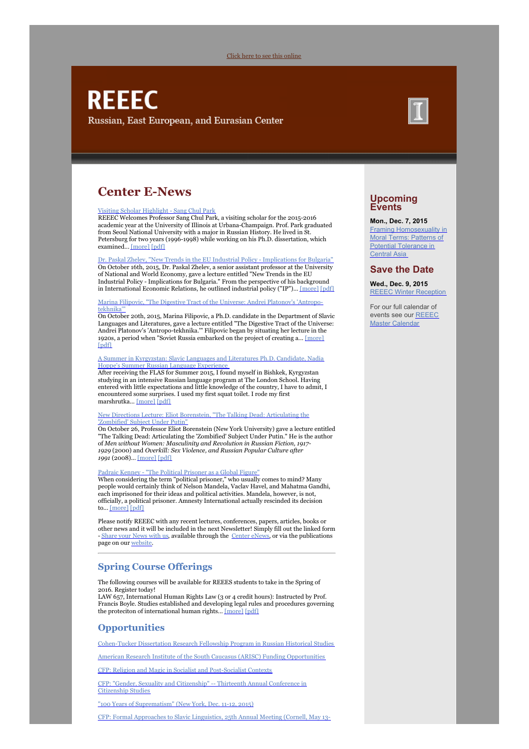Click here to see this online

# REEEC

Russian, East European, and Eurasian Center

## Center E-News

Visiting Scholar Highlight - Sang Chul Park
REEEC Welcomes Professor Sang Chul Park, a visiting scholar for the 2015-2016 academic year at the University of Illinois at Urbana-Champaign. Prof. Park graduated from Seoul National University with a major in Russian History. He lived in St. Petersburg for two years (1996-1998) while working on his Ph.D. dissertation, which examined... [more] [pdf]

Dr. Paskal Zhelev, "New Trends in the EU Industrial Policy - Implications for Bulgaria"
On October 16th, 2015, Dr. Paskal Zhelev, a senior assistant professor at the University of National and World Economy, gave a lecture entitled "New Trends in the EU Industrial Policy - Implications for Bulgaria." From the perspective of his background in International Economic Relations, he outlined industrial policy ("IP")... [more] [pdf]

Marina Filipovic, "The Digestive Tract of the Universe: Andrei Platonov's 'Antropo-tekhnika'"
On October 20th, 2015, Marina Filipovic, a Ph.D. candidate in the Department of Slavic Languages and Literatures, gave a lecture entitled "The Digestive Tract of the Universe: Andrei Platonov's 'Antropo-tekhnika.'" Filipovic began by situating her lecture in the 1920s, a period when "Soviet Russia embarked on the project of creating a... [more] [pdf]

A Summer in Kyrgyzstan: Slavic Languages and Literatures Ph.D. Candidate, Nadia Hoppe's Summer Russian Language Experience
After receiving the FLAS for Summer 2015, I found myself in Bishkek, Kyrgyzstan studying in an intensive Russian language program at The London School. Having entered with little expectations and little knowledge of the country, I have to admit, I encountered some surprises. I used my first squat toilet. I rode my first marshrutka... [more] [pdf]

New Directions Lecture: Eliot Borenstein, "The Talking Dead: Articulating the 'Zombified' Subject Under Putin"
On October 26, Professor Eliot Borenstein (New York University) gave a lecture entitled "The Talking Dead: Articulating the 'Zombified' Subject Under Putin." He is the author of *Men without Women: Masculinity and Revolution in Russian Fiction, 1917-1929* (2000) and *Overkill: Sex Violence, and Russian Popular Culture after 1991* (2008)... [more] [pdf]

Padraic Kenney - "The Political Prisoner as a Global Figure"
When considering the term "political prisoner," who usually comes to mind? Many people would certainly think of Nelson Mandela, Vaclav Havel, and Mahatma Gandhi, each imprisoned for their ideas and political activities. Mandela, however, is not, officially, a political prisoner. Amnesty International actually rescinded its decision to... [more] [pdf]

Please notify REEEC with any recent lectures, conferences, papers, articles, books or other news and it will be included in the next Newsletter! Simply fill out the linked form - Share your News with us, available through the Center eNews, or via the publications page on our website.

## Spring Course Offerings

The following courses will be available for REEES students to take in the Spring of 2016. Register today!
LAW 657, International Human Rights Law (3 or 4 credit hours): Instructed by Prof. Francis Boyle. Studies established and developing legal rules and procedures governing the proteciton of international human rights... [more] [pdf]

## Opportunities

Cohen-Tucker Dissertation Research Fellowship Program in Russian Historical Studies

American Research Institute of the South Caucasus (ARISC) Funding Opportunities

CFP: Religion and Magic in Socialist and Post-Socialist Contexts

CFP: "Gender, Sexuality and Citizenship" -- Thirteenth Annual Conference in Citizenship Studies

"100 Years of Suprematism" (New York, Dec. 11-12, 2015)

CFP: Formal Approaches to Slavic Linguistics, 25th Annual Meeting (Cornell, May 13-

## Upcoming Events

**Mon., Dec. 7, 2015**
Framing Homosexuality in Moral Terms: Patterns of Potential Tolerance in Central Asia

## Save the Date

**Wed., Dec. 9, 2015**
REEEC Winter Reception

For our full calendar of events see our REEEC Master Calendar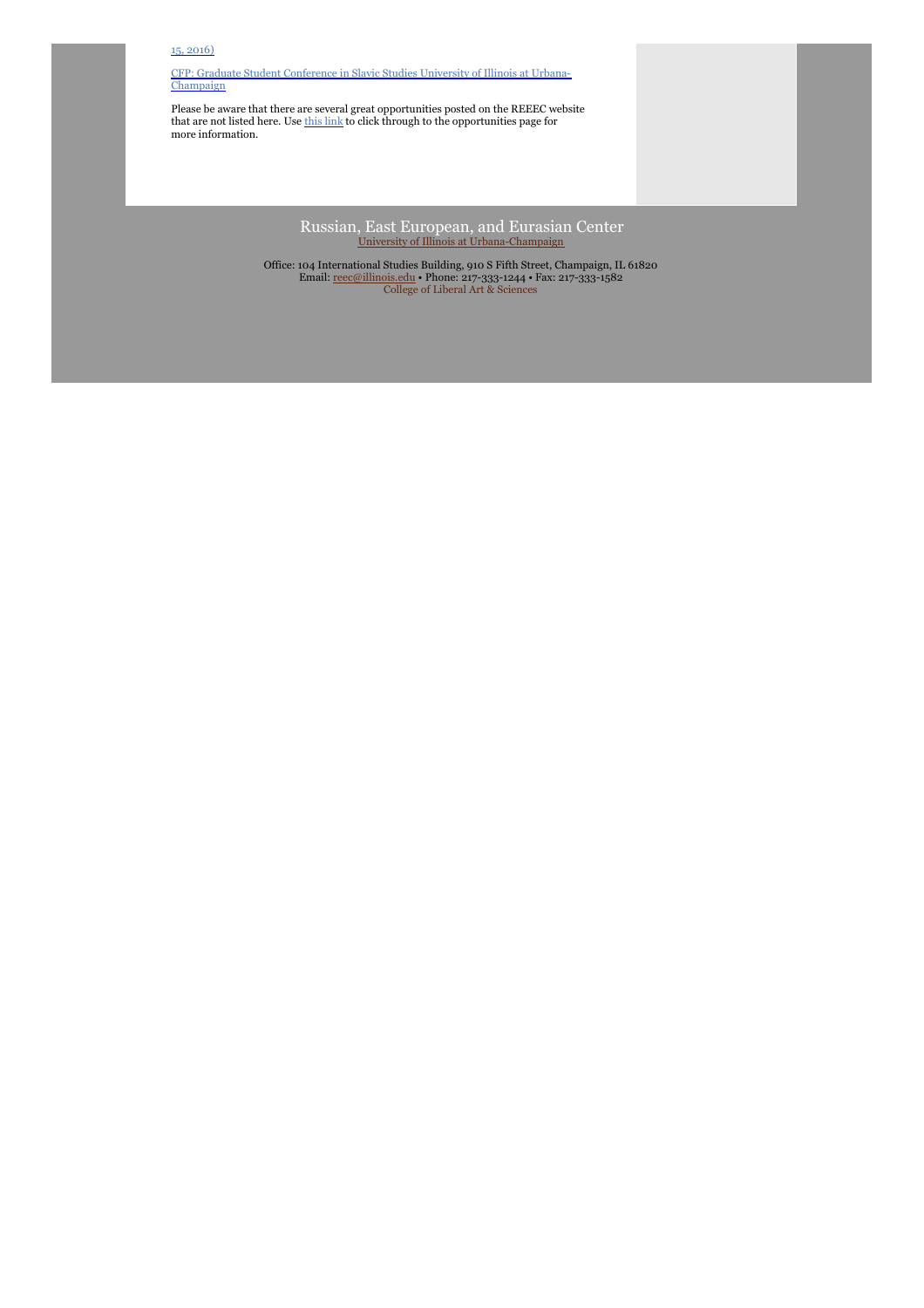15, 2016)

CFP: Graduate Student Conference in Slavic Studies University of Illinois at Urbana-Champaign

Please be aware that there are several great opportunities posted on the REEEC website that are not listed here. Use this link to click through to the opportunities page for more information.

Russian, East European, and Eurasian Center
University of Illinois at Urbana-Champaign

Office: 104 International Studies Building, 910 S Fifth Street, Champaign, IL 61820
Email: reec@illinois.edu • Phone: 217-333-1244 • Fax: 217-333-1582
College of Liberal Art & Sciences